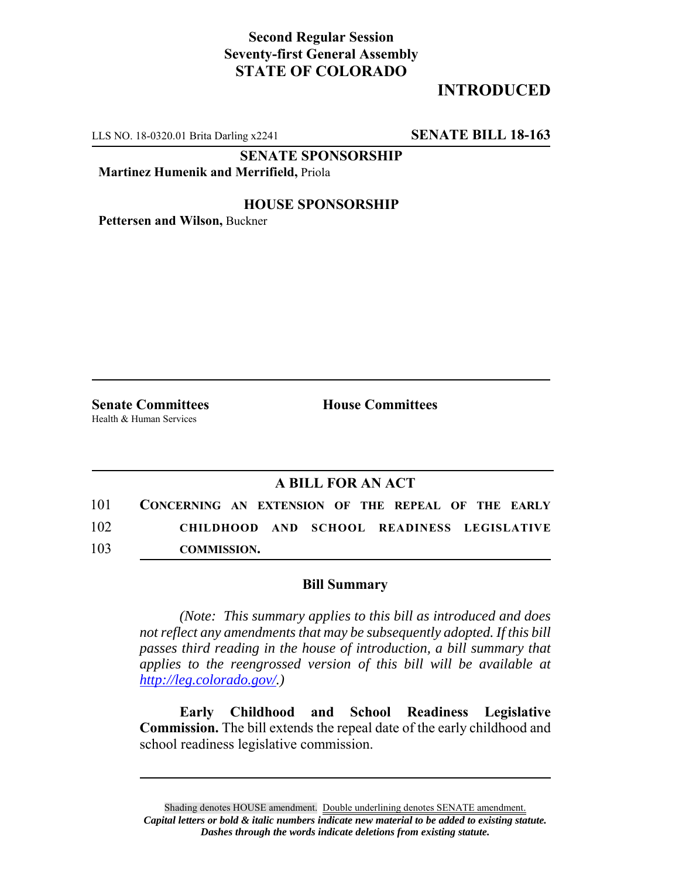**Second Regular Session**
**Seventy-first General Assembly**
**STATE OF COLORADO**

# INTRODUCED

LLS NO. 18-0320.01 Brita Darling x2241 **SENATE BILL 18-163**

**SENATE SPONSORSHIP**

**Martinez Humenik and Merrifield,** Priola

**HOUSE SPONSORSHIP**

**Pettersen and Wilson,** Buckner

**Senate Committees**
Health & Human Services

**House Committees**

## A BILL FOR AN ACT

101 **CONCERNING AN EXTENSION OF THE REPEAL OF THE EARLY**
102 **CHILDHOOD AND SCHOOL READINESS LEGISLATIVE**
103 **COMMISSION.**

### Bill Summary

*(Note: This summary applies to this bill as introduced and does not reflect any amendments that may be subsequently adopted. If this bill passes third reading in the house of introduction, a bill summary that applies to the reengrossed version of this bill will be available at http://leg.colorado.gov/.)*

**Early Childhood and School Readiness Legislative Commission.** The bill extends the repeal date of the early childhood and school readiness legislative commission.

Shading denotes HOUSE amendment. Double underlining denotes SENATE amendment.
***Capital letters or bold & italic numbers indicate new material to be added to existing statute.***
***Dashes through the words indicate deletions from existing statute.***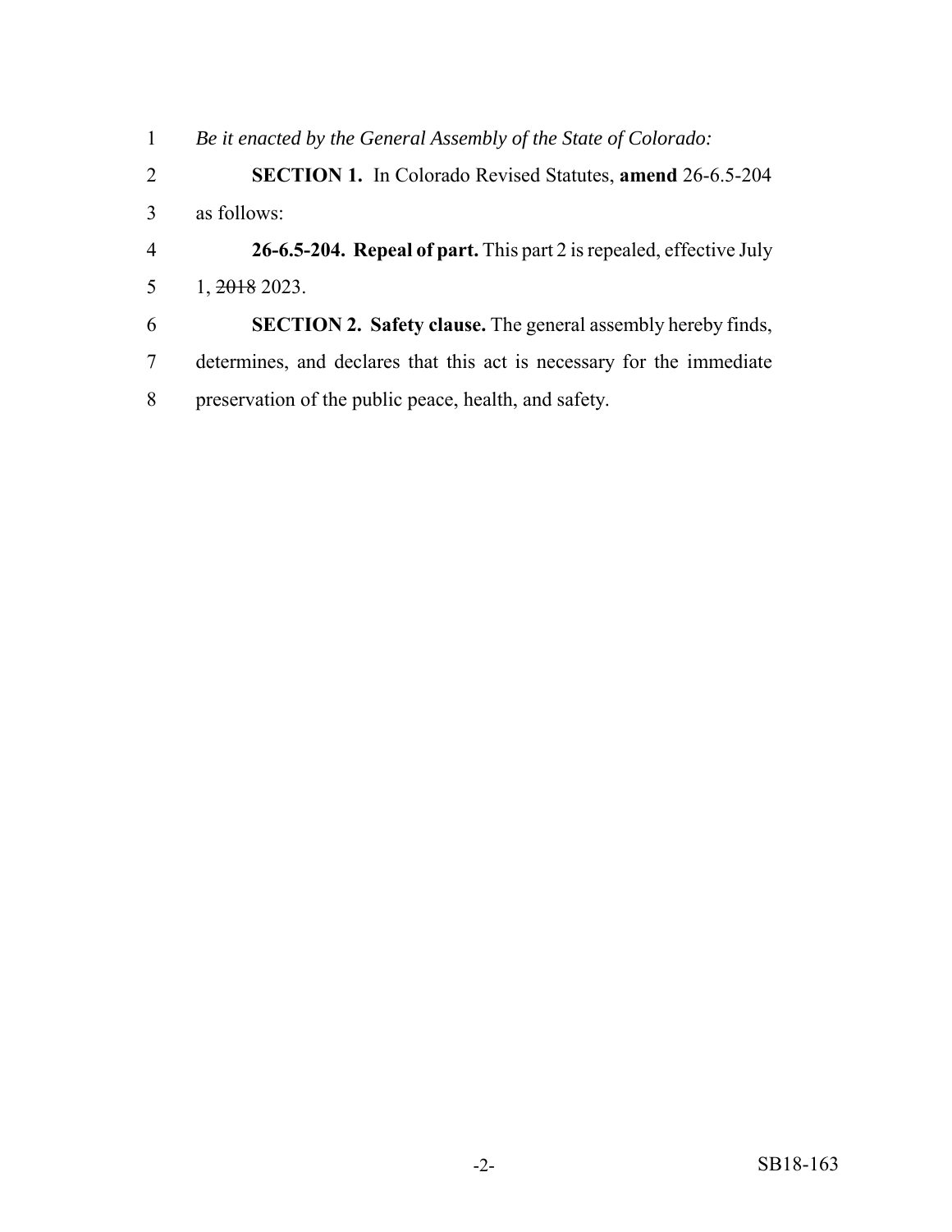*Be it enacted by the General Assembly of the State of Colorado:*

**SECTION 1.** In Colorado Revised Statutes, **amend** 26-6.5-204 as follows:

**26-6.5-204. Repeal of part.** This part 2 is repealed, effective July 1, ~~2018~~ 2023.

**SECTION 2. Safety clause.** The general assembly hereby finds, determines, and declares that this act is necessary for the immediate preservation of the public peace, health, and safety.